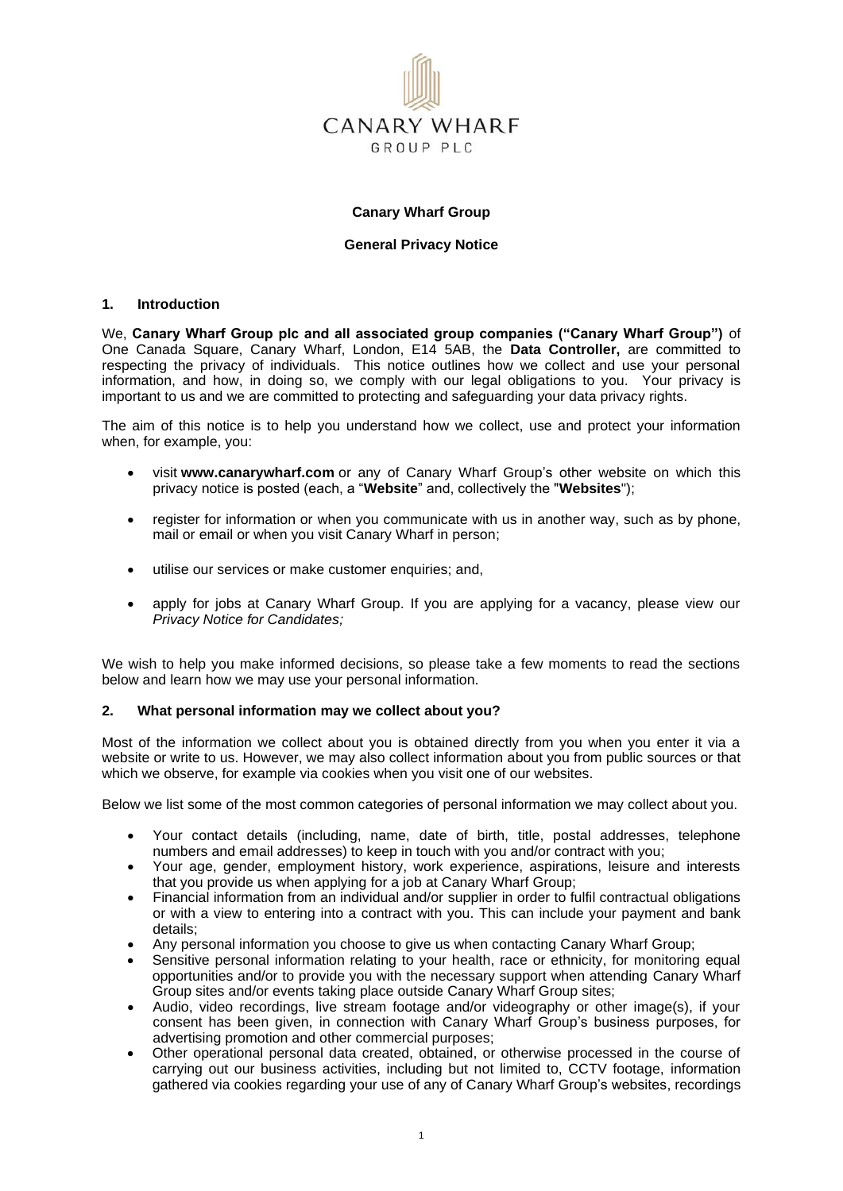CANARY WHARF
GROUP PLC

**Canary Wharf Group**

**General Privacy Notice**

## 1. Introduction

We, **Canary Wharf Group plc and all associated group companies ("Canary Wharf Group")** of One Canada Square, Canary Wharf, London, E14 5AB, the **Data Controller,** are committed to respecting the privacy of individuals. This notice outlines how we collect and use your personal information, and how, in doing so, we comply with our legal obligations to you. Your privacy is important to us and we are committed to protecting and safeguarding your data privacy rights.

The aim of this notice is to help you understand how we collect, use and protect your information when, for example, you:

- visit **www.canarywharf.com** or any of Canary Wharf Group's other website on which this privacy notice is posted (each, a "**Website**" and, collectively the "**Websites**");
- register for information or when you communicate with us in another way, such as by phone, mail or email or when you visit Canary Wharf in person;
- utilise our services or make customer enquiries; and,
- apply for jobs at Canary Wharf Group. If you are applying for a vacancy, please view our *Privacy Notice for Candidates;*

We wish to help you make informed decisions, so please take a few moments to read the sections below and learn how we may use your personal information.

## 2. What personal information may we collect about you?

Most of the information we collect about you is obtained directly from you when you enter it via a website or write to us. However, we may also collect information about you from public sources or that which we observe, for example via cookies when you visit one of our websites.

Below we list some of the most common categories of personal information we may collect about you.

- Your contact details (including, name, date of birth, title, postal addresses, telephone numbers and email addresses) to keep in touch with you and/or contract with you;
- Your age, gender, employment history, work experience, aspirations, leisure and interests that you provide us when applying for a job at Canary Wharf Group;
- Financial information from an individual and/or supplier in order to fulfil contractual obligations or with a view to entering into a contract with you. This can include your payment and bank details;
- Any personal information you choose to give us when contacting Canary Wharf Group;
- Sensitive personal information relating to your health, race or ethnicity, for monitoring equal opportunities and/or to provide you with the necessary support when attending Canary Wharf Group sites and/or events taking place outside Canary Wharf Group sites;
- Audio, video recordings, live stream footage and/or videography or other image(s), if your consent has been given, in connection with Canary Wharf Group's business purposes, for advertising promotion and other commercial purposes;
- Other operational personal data created, obtained, or otherwise processed in the course of carrying out our business activities, including but not limited to, CCTV footage, information gathered via cookies regarding your use of any of Canary Wharf Group's websites, recordings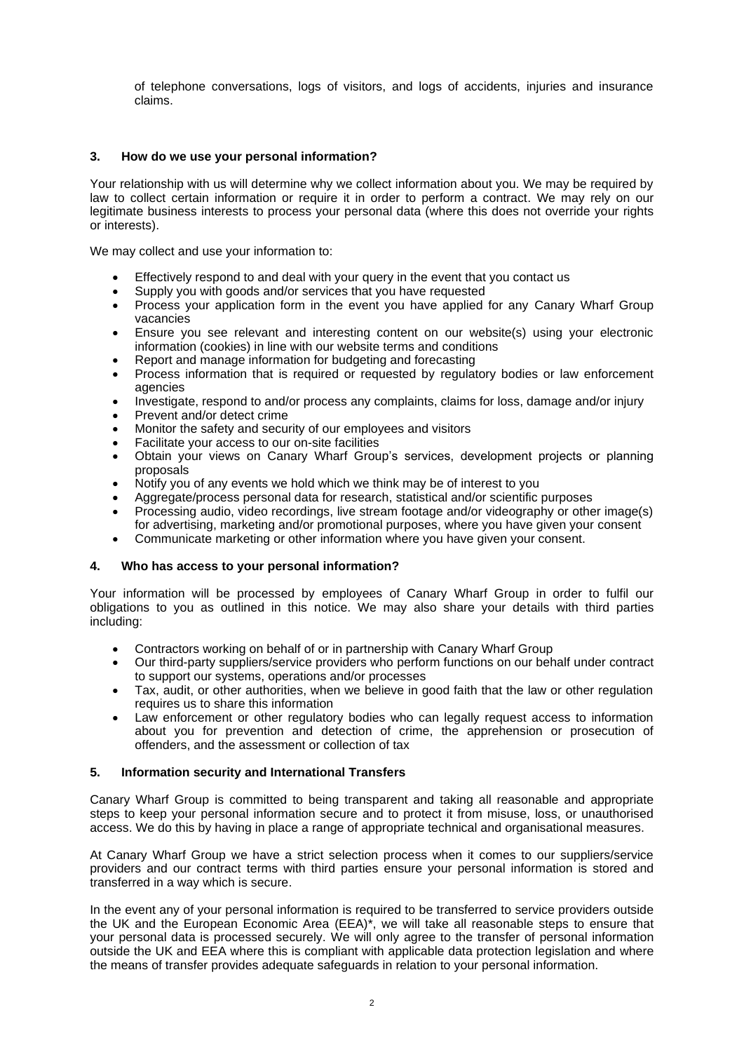of telephone conversations, logs of visitors, and logs of accidents, injuries and insurance claims.

## 3. How do we use your personal information?

Your relationship with us will determine why we collect information about you. We may be required by law to collect certain information or require it in order to perform a contract. We may rely on our legitimate business interests to process your personal data (where this does not override your rights or interests).

We may collect and use your information to:

- Effectively respond to and deal with your query in the event that you contact us
- Supply you with goods and/or services that you have requested
- Process your application form in the event you have applied for any Canary Wharf Group vacancies
- Ensure you see relevant and interesting content on our website(s) using your electronic information (cookies) in line with our website terms and conditions
- Report and manage information for budgeting and forecasting
- Process information that is required or requested by regulatory bodies or law enforcement agencies
- Investigate, respond to and/or process any complaints, claims for loss, damage and/or injury
- Prevent and/or detect crime
- Monitor the safety and security of our employees and visitors
- Facilitate your access to our on-site facilities
- Obtain your views on Canary Wharf Group's services, development projects or planning proposals
- Notify you of any events we hold which we think may be of interest to you
- Aggregate/process personal data for research, statistical and/or scientific purposes
- Processing audio, video recordings, live stream footage and/or videography or other image(s) for advertising, marketing and/or promotional purposes, where you have given your consent
- Communicate marketing or other information where you have given your consent.

## 4. Who has access to your personal information?

Your information will be processed by employees of Canary Wharf Group in order to fulfil our obligations to you as outlined in this notice. We may also share your details with third parties including:

- Contractors working on behalf of or in partnership with Canary Wharf Group
- Our third-party suppliers/service providers who perform functions on our behalf under contract to support our systems, operations and/or processes
- Tax, audit, or other authorities, when we believe in good faith that the law or other regulation requires us to share this information
- Law enforcement or other regulatory bodies who can legally request access to information about you for prevention and detection of crime, the apprehension or prosecution of offenders, and the assessment or collection of tax

## 5. Information security and International Transfers

Canary Wharf Group is committed to being transparent and taking all reasonable and appropriate steps to keep your personal information secure and to protect it from misuse, loss, or unauthorised access. We do this by having in place a range of appropriate technical and organisational measures.

At Canary Wharf Group we have a strict selection process when it comes to our suppliers/service providers and our contract terms with third parties ensure your personal information is stored and transferred in a way which is secure.

In the event any of your personal information is required to be transferred to service providers outside the UK and the European Economic Area (EEA)*, we will take all reasonable steps to ensure that your personal data is processed securely. We will only agree to the transfer of personal information outside the UK and EEA where this is compliant with applicable data protection legislation and where the means of transfer provides adequate safeguards in relation to your personal information.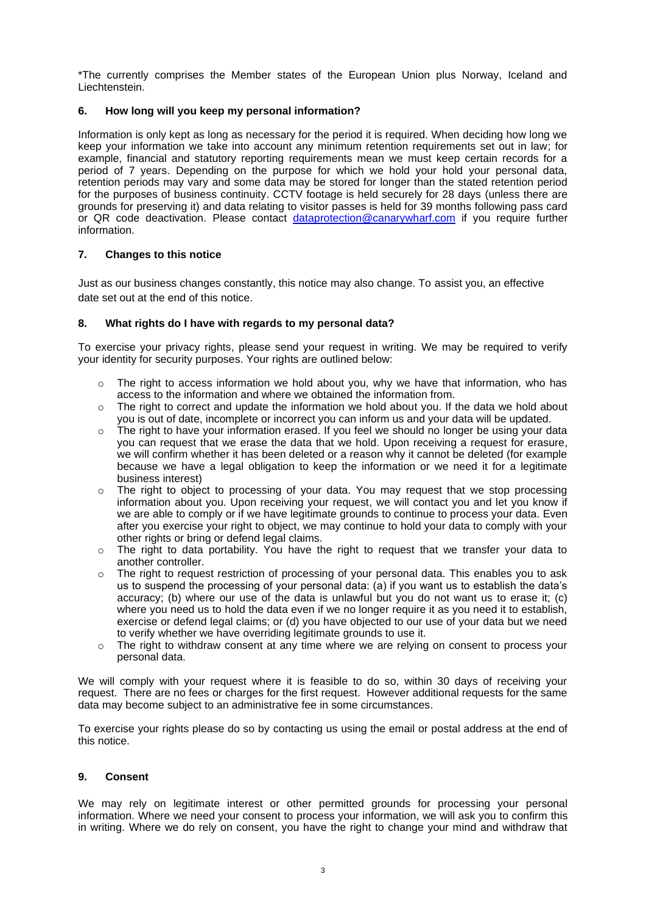*The currently comprises the Member states of the European Union plus Norway, Iceland and Liechtenstein.

## 6. How long will you keep my personal information?

Information is only kept as long as necessary for the period it is required. When deciding how long we keep your information we take into account any minimum retention requirements set out in law; for example, financial and statutory reporting requirements mean we must keep certain records for a period of 7 years. Depending on the purpose for which we hold your hold your personal data, retention periods may vary and some data may be stored for longer than the stated retention period for the purposes of business continuity. CCTV footage is held securely for 28 days (unless there are grounds for preserving it) and data relating to visitor passes is held for 39 months following pass card or QR code deactivation. Please contact dataprotection@canarywharf.com if you require further information.

## 7. Changes to this notice

Just as our business changes constantly, this notice may also change. To assist you, an effective date set out at the end of this notice.

## 8. What rights do I have with regards to my personal data?

To exercise your privacy rights, please send your request in writing. We may be required to verify your identity for security purposes. Your rights are outlined below:

- The right to access information we hold about you, why we have that information, who has access to the information and where we obtained the information from.
- The right to correct and update the information we hold about you. If the data we hold about you is out of date, incomplete or incorrect you can inform us and your data will be updated.
- The right to have your information erased. If you feel we should no longer be using your data you can request that we erase the data that we hold. Upon receiving a request for erasure, we will confirm whether it has been deleted or a reason why it cannot be deleted (for example because we have a legal obligation to keep the information or we need it for a legitimate business interest)
- The right to object to processing of your data. You may request that we stop processing information about you. Upon receiving your request, we will contact you and let you know if we are able to comply or if we have legitimate grounds to continue to process your data. Even after you exercise your right to object, we may continue to hold your data to comply with your other rights or bring or defend legal claims.
- The right to data portability. You have the right to request that we transfer your data to another controller.
- The right to request restriction of processing of your personal data. This enables you to ask us to suspend the processing of your personal data: (a) if you want us to establish the data's accuracy; (b) where our use of the data is unlawful but you do not want us to erase it; (c) where you need us to hold the data even if we no longer require it as you need it to establish, exercise or defend legal claims; or (d) you have objected to our use of your data but we need to verify whether we have overriding legitimate grounds to use it.
- The right to withdraw consent at any time where we are relying on consent to process your personal data.

We will comply with your request where it is feasible to do so, within 30 days of receiving your request. There are no fees or charges for the first request. However additional requests for the same data may become subject to an administrative fee in some circumstances.

To exercise your rights please do so by contacting us using the email or postal address at the end of this notice.

## 9. Consent

We may rely on legitimate interest or other permitted grounds for processing your personal information. Where we need your consent to process your information, we will ask you to confirm this in writing. Where we do rely on consent, you have the right to change your mind and withdraw that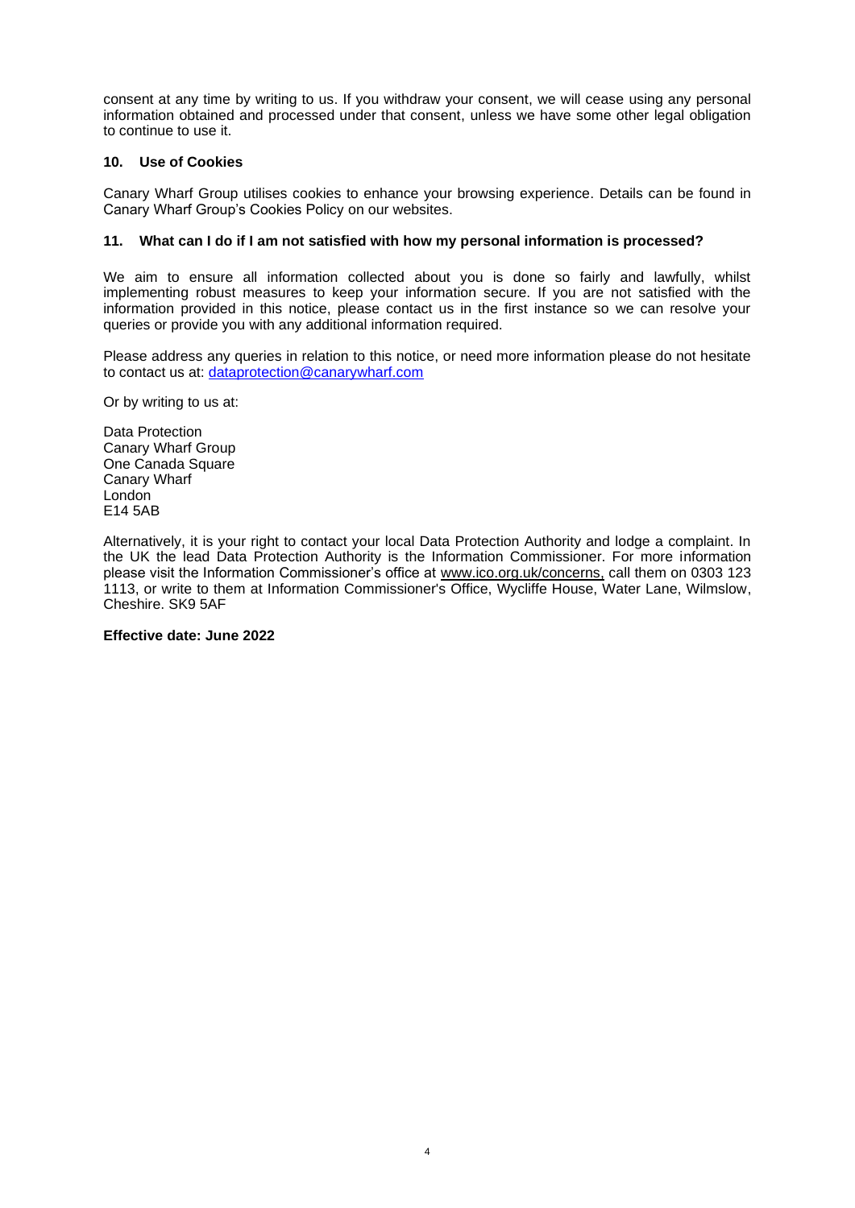consent at any time by writing to us. If you withdraw your consent, we will cease using any personal information obtained and processed under that consent, unless we have some other legal obligation to continue to use it.

## 10. Use of Cookies

Canary Wharf Group utilises cookies to enhance your browsing experience. Details can be found in Canary Wharf Group's Cookies Policy on our websites.

## 11. What can I do if I am not satisfied with how my personal information is processed?

We aim to ensure all information collected about you is done so fairly and lawfully, whilst implementing robust measures to keep your information secure. If you are not satisfied with the information provided in this notice, please contact us in the first instance so we can resolve your queries or provide you with any additional information required.

Please address any queries in relation to this notice, or need more information please do not hesitate to contact us at: dataprotection@canarywharf.com

Or by writing to us at:

Data Protection
Canary Wharf Group
One Canada Square
Canary Wharf
London
E14 5AB

Alternatively, it is your right to contact your local Data Protection Authority and lodge a complaint. In the UK the lead Data Protection Authority is the Information Commissioner. For more information please visit the Information Commissioner's office at www.ico.org.uk/concerns, call them on 0303 123 1113, or write to them at Information Commissioner's Office, Wycliffe House, Water Lane, Wilmslow, Cheshire. SK9 5AF

**Effective date: June 2022**